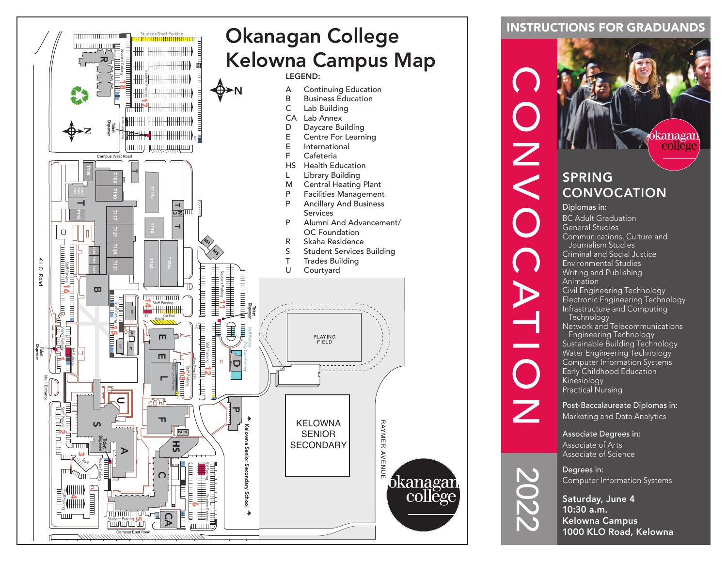# Okanagan College Kelowna Campus Map

LEGEND:

| | |
|---|---|
| A | Continuing Education |
| B | Business Education |
| C | Lab Building |
| CA | Lab Annex |
| D | Daycare Building |
| E | Centre For Learning |
| E | International |
| F | Cafeteria |
| HS | Health Education |
| L | Library Building |
| M | Central Heating Plant |
| P | Facilities Management |
| P | Ancillary And Business Services |
| P | Alumni And Advancement/ OC Foundation |
| R | Skaha Residence |
| S | Student Services Building |
| T | Trades Building |
| U | Courtyard |

INSTRUCTIONS FOR GRADUANDS

CONVOCATION 2022

okanagan college

## SPRING CONVOCATION

Diplomas in:

- BC Adult Graduation
- General Studies
- Communications, Culture and Journalism Studies
- Criminal and Social Justice
- Environmental Studies
- Writing and Publishing
- Animation
- Civil Engineering Technology
- Electronic Engineering Technology
- Infrastructure and Computing Technology
- Network and Telecommunications Engineering Technology
- Sustainable Building Technology
- Water Engineering Technology
- Computer Information Systems
- Early Childhood Education
- Kinesiology
- Practical Nursing

Post-Baccalaureate Diplomas in:

- Marketing and Data Analytics

Associate Degrees in:

- Associate of Arts
- Associate of Science

Degrees in:

- Computer Information Systems

**Saturday, June 4**
**10:30 a.m.**
**Kelowna Campus**
**1000 KLO Road, Kelowna**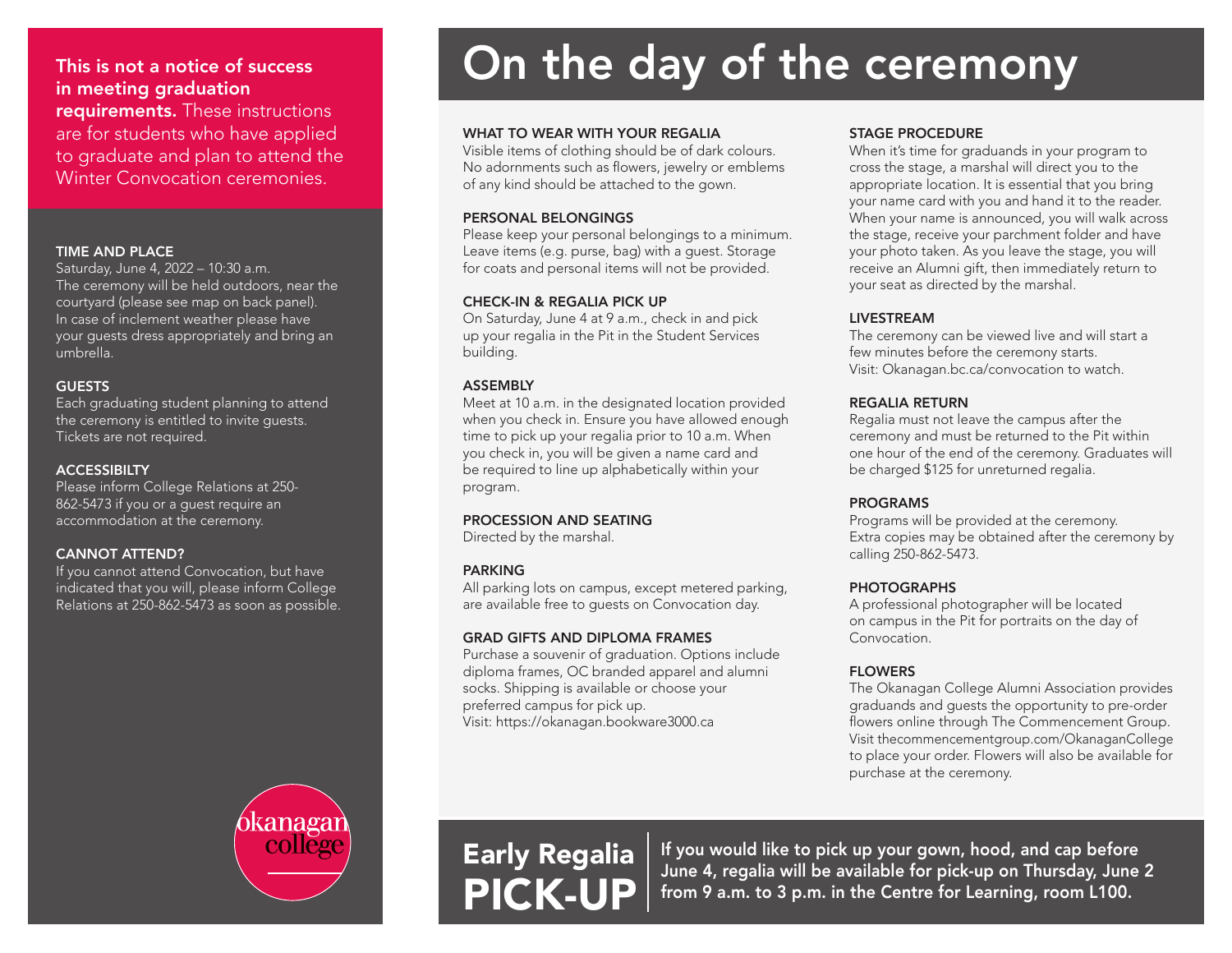**This is not a notice of success in meeting graduation requirements.** These instructions are for students who have applied to graduate and plan to attend the Winter Convocation ceremonies.

### TIME AND PLACE

Saturday, June 4, 2022 – 10:30 a.m.
The ceremony will be held outdoors, near the courtyard (please see map on back panel). In case of inclement weather please have your guests dress appropriately and bring an umbrella.

### GUESTS

Each graduating student planning to attend the ceremony is entitled to invite guests. Tickets are not required.

### ACCESSIBILTY

Please inform College Relations at 250-862-5473 if you or a guest require an accommodation at the ceremony.

### CANNOT ATTEND?

If you cannot attend Convocation, but have indicated that you will, please inform College Relations at 250-862-5473 as soon as possible.

okanagan college

# On the day of the ceremony

### WHAT TO WEAR WITH YOUR REGALIA

Visible items of clothing should be of dark colours. No adornments such as flowers, jewelry or emblems of any kind should be attached to the gown.

### PERSONAL BELONGINGS

Please keep your personal belongings to a minimum. Leave items (e.g. purse, bag) with a guest. Storage for coats and personal items will not be provided.

### CHECK-IN & REGALIA PICK UP

On Saturday, June 4 at 9 a.m., check in and pick up your regalia in the Pit in the Student Services building.

### ASSEMBLY

Meet at 10 a.m. in the designated location provided when you check in. Ensure you have allowed enough time to pick up your regalia prior to 10 a.m. When you check in, you will be given a name card and be required to line up alphabetically within your program.

### PROCESSION AND SEATING

Directed by the marshal.

### PARKING

All parking lots on campus, except metered parking, are available free to guests on Convocation day.

### GRAD GIFTS AND DIPLOMA FRAMES

Purchase a souvenir of graduation. Options include diploma frames, OC branded apparel and alumni socks. Shipping is available or choose your preferred campus for pick up.
Visit: https://okanagan.bookware3000.ca

### STAGE PROCEDURE

When it's time for graduands in your program to cross the stage, a marshal will direct you to the appropriate location. It is essential that you bring your name card with you and hand it to the reader. When your name is announced, you will walk across the stage, receive your parchment folder and have your photo taken. As you leave the stage, you will receive an Alumni gift, then immediately return to your seat as directed by the marshal.

### LIVESTREAM

The ceremony can be viewed live and will start a few minutes before the ceremony starts.
Visit: Okanagan.bc.ca/convocation to watch.

### REGALIA RETURN

Regalia must not leave the campus after the ceremony and must be returned to the Pit within one hour of the end of the ceremony. Graduates will be charged $125 for unreturned regalia.

### PROGRAMS

Programs will be provided at the ceremony. Extra copies may be obtained after the ceremony by calling 250-862-5473.

### PHOTOGRAPHS

A professional photographer will be located on campus in the Pit for portraits on the day of Convocation.

### FLOWERS

The Okanagan College Alumni Association provides graduands and guests the opportunity to pre-order flowers online through The Commencement Group. Visit thecommencementgroup.com/OkanaganCollege to place your order. Flowers will also be available for purchase at the ceremony.

## Early Regalia PICK-UP

**If you would like to pick up your gown, hood, and cap before June 4, regalia will be available for pick-up on Thursday, June 2 from 9 a.m. to 3 p.m. in the Centre for Learning, room L100.**